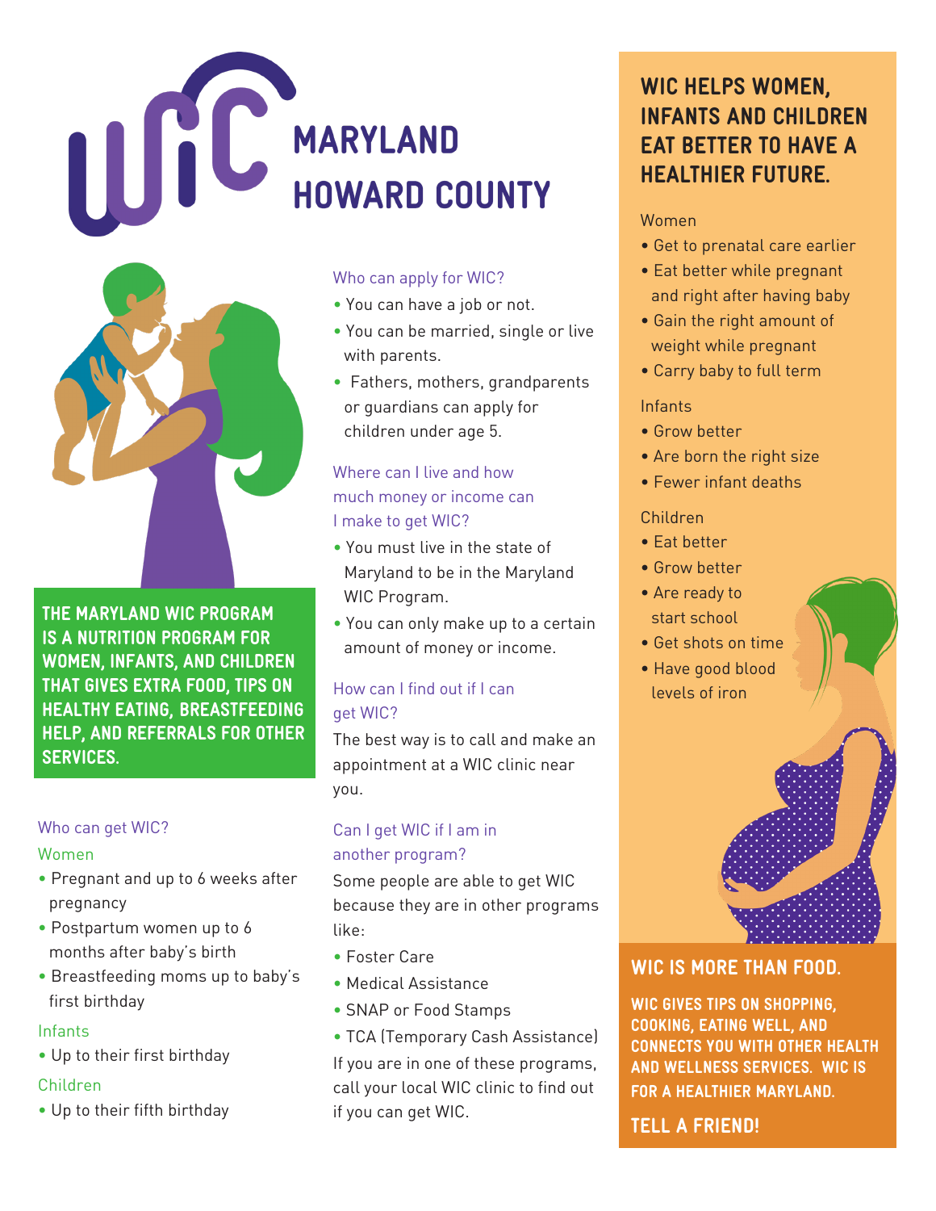# WIC MARYLAND HOWARD COUNTY

**THE MARYLAND WIC PROGRAM IS A NUTRITION PROGRAM FOR WOMEN, INFANTS, AND CHILDREN THAT GIVES EXTRA FOOD, TIPS ON HEALTHY EATING, BREASTFEEDING HELP, AND REFERRALS FOR OTHER SERVICES.**

### Who can get WIC?

**Women**

- Pregnant and up to 6 weeks after pregnancy
- Postpartum women up to 6 months after baby's birth
- Breastfeeding moms up to baby's first birthday

**Infants**

- Up to their first birthday

**Children**

- Up to their fifth birthday

### Who can apply for WIC?

- You can have a job or not.
- You can be married, single or live with parents.
- Fathers, mothers, grandparents or guardians can apply for children under age 5.

### Where can I live and how much money or income can I make to get WIC?

- You must live in the state of Maryland to be in the Maryland WIC Program.
- You can only make up to a certain amount of money or income.

### How can I find out if I can get WIC?

The best way is to call and make an appointment at a WIC clinic near you.

### Can I get WIC if I am in another program?

Some people are able to get WIC because they are in other programs like:

- Foster Care
- Medical Assistance
- SNAP or Food Stamps
- TCA (Temporary Cash Assistance)

If you are in one of these programs, call your local WIC clinic to find out if you can get WIC.

## WIC HELPS WOMEN, INFANTS AND CHILDREN EAT BETTER TO HAVE A HEALTHIER FUTURE.

**Women**

- Get to prenatal care earlier
- Eat better while pregnant and right after having baby
- Gain the right amount of weight while pregnant
- Carry baby to full term

**Infants**

- Grow better
- Are born the right size
- Fewer infant deaths

**Children**

- Eat better
- Grow better
- Are ready to start school
- Get shots on time
- Have good blood levels of iron

## WIC IS MORE THAN FOOD.

**WIC GIVES TIPS ON SHOPPING, COOKING, EATING WELL, AND CONNECTS YOU WITH OTHER HEALTH AND WELLNESS SERVICES. WIC IS FOR A HEALTHIER MARYLAND.**

**TELL A FRIEND!**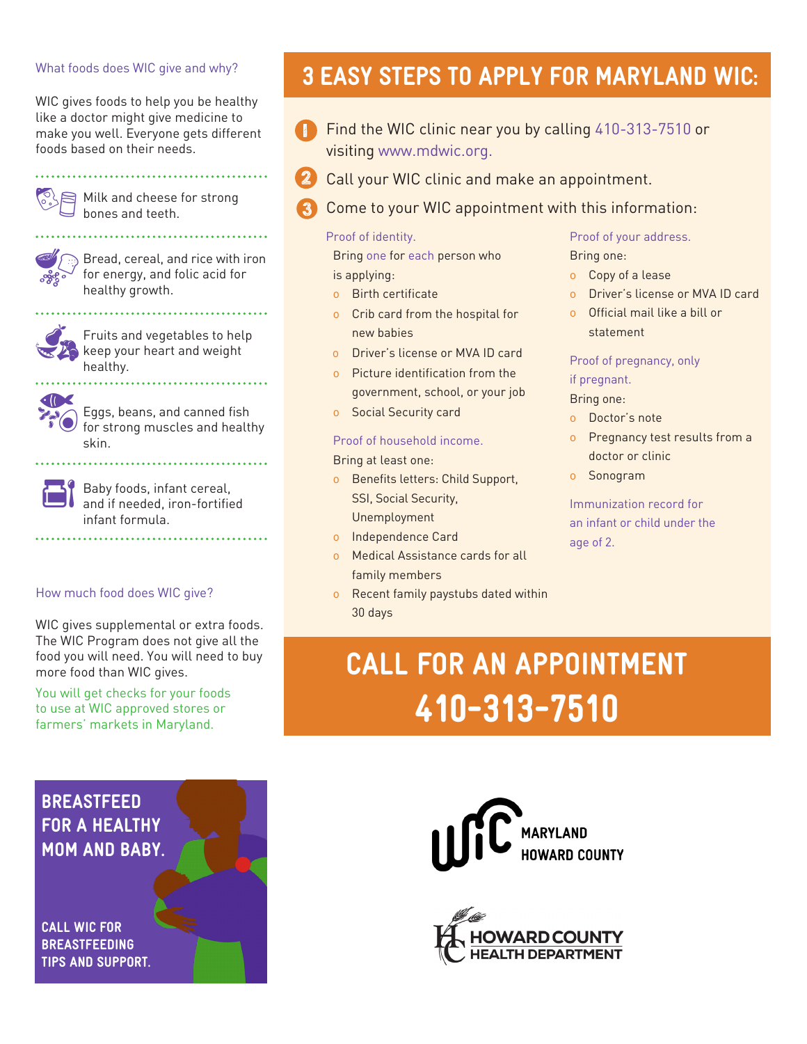### What foods does WIC give and why?

WIC gives foods to help you be healthy like a doctor might give medicine to make you well. Everyone gets different foods based on their needs.

- Milk and cheese for strong bones and teeth.
- Bread, cereal, and rice with iron for energy, and folic acid for healthy growth.
- Fruits and vegetables to help keep your heart and weight healthy.
- Eggs, beans, and canned fish for strong muscles and healthy skin.
- Baby foods, infant cereal, and if needed, iron-fortified infant formula.

### How much food does WIC give?

WIC gives supplemental or extra foods. The WIC Program does not give all the food you will need. You will need to buy more food than WIC gives.

You will get checks for your foods to use at WIC approved stores or farmers' markets in Maryland.

**BREASTFEED FOR A HEALTHY MOM AND BABY.**

**CALL WIC FOR BREASTFEEDING TIPS AND SUPPORT.**

## 3 EASY STEPS TO APPLY FOR MARYLAND WIC:

1. Find the WIC clinic near you by calling 410-313-7510 or visiting www.mdwic.org.
2. Call your WIC clinic and make an appointment.
3. Come to your WIC appointment with this information:

**Proof of identity.**

Bring one for each person who is applying:

- Birth certificate
- Crib card from the hospital for new babies
- Driver's license or MVA ID card
- Picture identification from the government, school, or your job
- Social Security card

**Proof of household income.**

Bring at least one:

- Benefits letters: Child Support, SSI, Social Security, Unemployment
- Independence Card
- Medical Assistance cards for all family members
- Recent family paystubs dated within 30 days

**Proof of your address.**

Bring one:

- Copy of a lease
- Driver's license or MVA ID card
- Official mail like a bill or statement

**Proof of pregnancy, only if pregnant.**

Bring one:

- Doctor's note
- Pregnancy test results from a doctor or clinic
- Sonogram

**Immunization record for an infant or child under the age of 2.**

## CALL FOR AN APPOINTMENT 410-313-7510

WIC MARYLAND HOWARD COUNTY

HOWARD COUNTY HEALTH DEPARTMENT